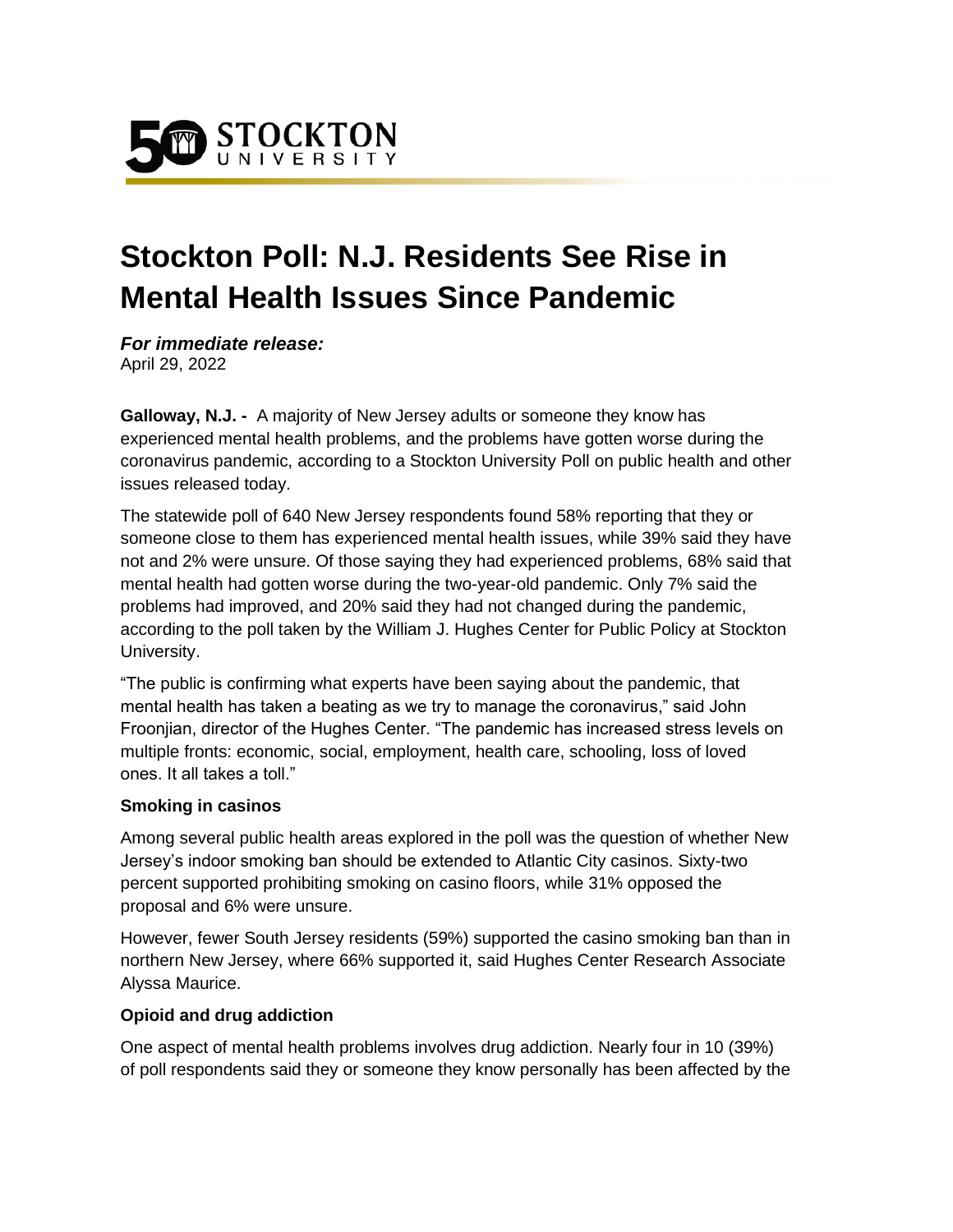# Stockton Poll: N.J. Residents See Rise in Mental Health Issues Since Pandemic

***For immediate release:***
April 29, 2022

**Galloway, N.J. -** A majority of New Jersey adults or someone they know has experienced mental health problems, and the problems have gotten worse during the coronavirus pandemic, according to a Stockton University Poll on public health and other issues released today.

The statewide poll of 640 New Jersey respondents found 58% reporting that they or someone close to them has experienced mental health issues, while 39% said they have not and 2% were unsure. Of those saying they had experienced problems, 68% said that mental health had gotten worse during the two-year-old pandemic. Only 7% said the problems had improved, and 20% said they had not changed during the pandemic, according to the poll taken by the William J. Hughes Center for Public Policy at Stockton University.

"The public is confirming what experts have been saying about the pandemic, that mental health has taken a beating as we try to manage the coronavirus," said John Froonjian, director of the Hughes Center. "The pandemic has increased stress levels on multiple fronts: economic, social, employment, health care, schooling, loss of loved ones. It all takes a toll."

**Smoking in casinos**

Among several public health areas explored in the poll was the question of whether New Jersey's indoor smoking ban should be extended to Atlantic City casinos. Sixty-two percent supported prohibiting smoking on casino floors, while 31% opposed the proposal and 6% were unsure.

However, fewer South Jersey residents (59%) supported the casino smoking ban than in northern New Jersey, where 66% supported it, said Hughes Center Research Associate Alyssa Maurice.

**Opioid and drug addiction**

One aspect of mental health problems involves drug addiction. Nearly four in 10 (39%) of poll respondents said they or someone they know personally has been affected by the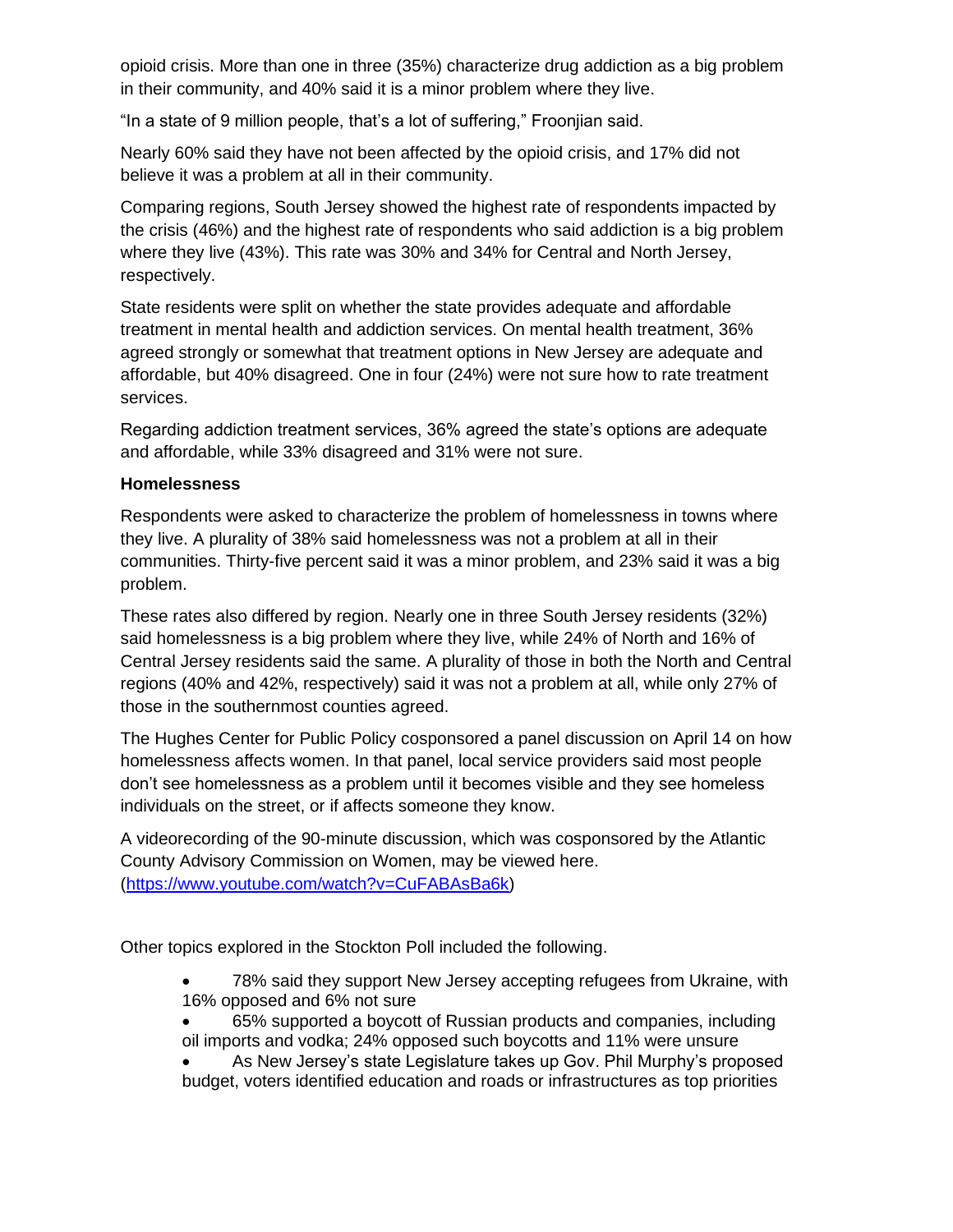opioid crisis. More than one in three (35%) characterize drug addiction as a big problem in their community, and 40% said it is a minor problem where they live.

"In a state of 9 million people, that's a lot of suffering," Froonjian said.

Nearly 60% said they have not been affected by the opioid crisis, and 17% did not believe it was a problem at all in their community.

Comparing regions, South Jersey showed the highest rate of respondents impacted by the crisis (46%) and the highest rate of respondents who said addiction is a big problem where they live (43%). This rate was 30% and 34% for Central and North Jersey, respectively.

State residents were split on whether the state provides adequate and affordable treatment in mental health and addiction services. On mental health treatment, 36% agreed strongly or somewhat that treatment options in New Jersey are adequate and affordable, but 40% disagreed. One in four (24%) were not sure how to rate treatment services.

Regarding addiction treatment services, 36% agreed the state's options are adequate and affordable, while 33% disagreed and 31% were not sure.

**Homelessness**

Respondents were asked to characterize the problem of homelessness in towns where they live. A plurality of 38% said homelessness was not a problem at all in their communities. Thirty-five percent said it was a minor problem, and 23% said it was a big problem.

These rates also differed by region. Nearly one in three South Jersey residents (32%) said homelessness is a big problem where they live, while 24% of North and 16% of Central Jersey residents said the same. A plurality of those in both the North and Central regions (40% and 42%, respectively) said it was not a problem at all, while only 27% of those in the southernmost counties agreed.

The Hughes Center for Public Policy cosponsored a panel discussion on April 14 on how homelessness affects women. In that panel, local service providers said most people don't see homelessness as a problem until it becomes visible and they see homeless individuals on the street, or if affects someone they know.

A videorecording of the 90-minute discussion, which was cosponsored by the Atlantic County Advisory Commission on Women, may be viewed here. ([https://www.youtube.com/watch?v=CuFABAsBa6k](https://www.youtube.com/watch?v=CuFABAsBa6k))

Other topics explored in the Stockton Poll included the following.

- 78% said they support New Jersey accepting refugees from Ukraine, with 16% opposed and 6% not sure
- 65% supported a boycott of Russian products and companies, including oil imports and vodka; 24% opposed such boycotts and 11% were unsure
- As New Jersey's state Legislature takes up Gov. Phil Murphy's proposed budget, voters identified education and roads or infrastructures as top priorities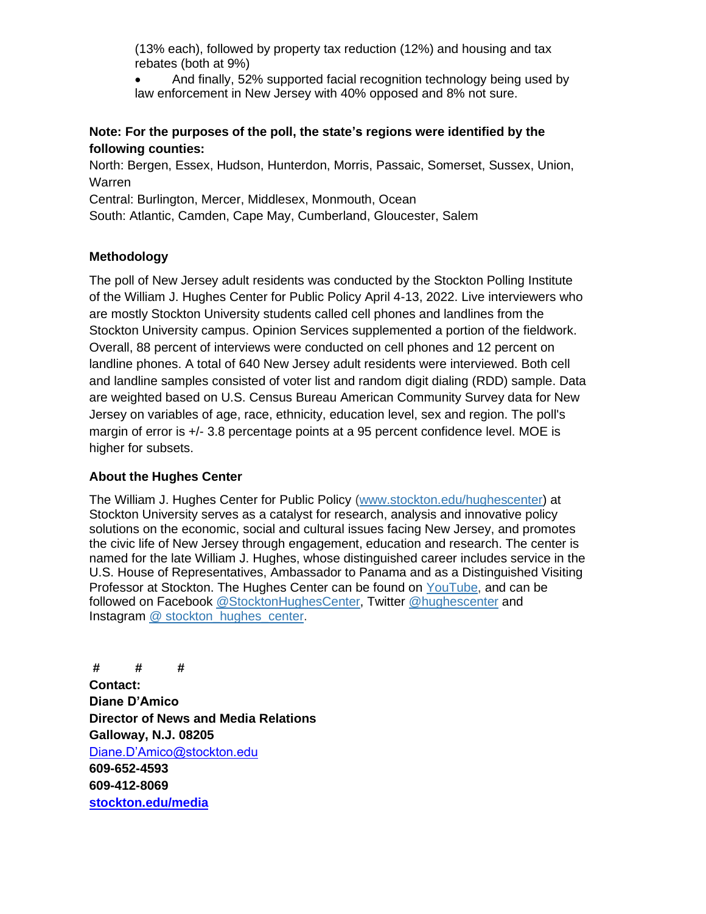(13% each), followed by property tax reduction (12%) and housing and tax rebates (both at 9%)

- And finally, 52% supported facial recognition technology being used by law enforcement in New Jersey with 40% opposed and 8% not sure.

**Note: For the purposes of the poll, the state's regions were identified by the following counties:**

North: Bergen, Essex, Hudson, Hunterdon, Morris, Passaic, Somerset, Sussex, Union, Warren

Central: Burlington, Mercer, Middlesex, Monmouth, Ocean

South: Atlantic, Camden, Cape May, Cumberland, Gloucester, Salem

### Methodology

The poll of New Jersey adult residents was conducted by the Stockton Polling Institute of the William J. Hughes Center for Public Policy April 4-13, 2022. Live interviewers who are mostly Stockton University students called cell phones and landlines from the Stockton University campus. Opinion Services supplemented a portion of the fieldwork. Overall, 88 percent of interviews were conducted on cell phones and 12 percent on landline phones. A total of 640 New Jersey adult residents were interviewed. Both cell and landline samples consisted of voter list and random digit dialing (RDD) sample. Data are weighted based on U.S. Census Bureau American Community Survey data for New Jersey on variables of age, race, ethnicity, education level, sex and region. The poll's margin of error is +/- 3.8 percentage points at a 95 percent confidence level. MOE is higher for subsets.

### About the Hughes Center

The William J. Hughes Center for Public Policy (www.stockton.edu/hughescenter) at Stockton University serves as a catalyst for research, analysis and innovative policy solutions on the economic, social and cultural issues facing New Jersey, and promotes the civic life of New Jersey through engagement, education and research. The center is named for the late William J. Hughes, whose distinguished career includes service in the U.S. House of Representatives, Ambassador to Panama and as a Distinguished Visiting Professor at Stockton. The Hughes Center can be found on YouTube, and can be followed on Facebook @StocktonHughesCenter, Twitter @hughescenter and Instagram @ stockton_hughes_center.

**# # #**

**Contact:**
**Diane D'Amico**
**Director of News and Media Relations**
**Galloway, N.J. 08205**
Diane.D'Amico@stockton.edu
**609-652-4593**
**609-412-8069**
**stockton.edu/media**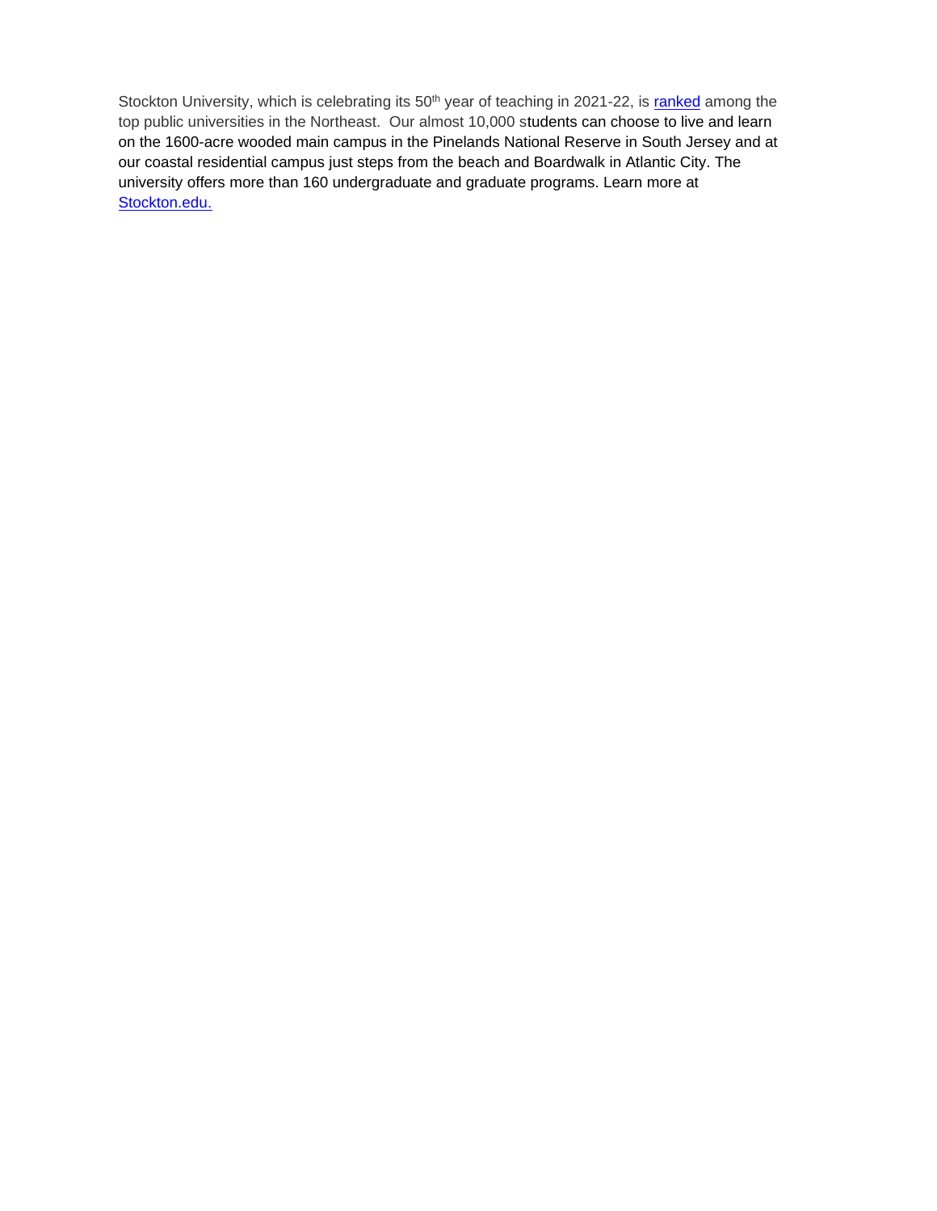Stockton University, which is celebrating its 50th year of teaching in 2021-22, is [ranked] among the top public universities in the Northeast. Our almost 10,000 students can choose to live and learn on the 1600-acre wooded main campus in the Pinelands National Reserve in South Jersey and at our coastal residential campus just steps from the beach and Boardwalk in Atlantic City. The university offers more than 160 undergraduate and graduate programs. Learn more at Stockton.edu.